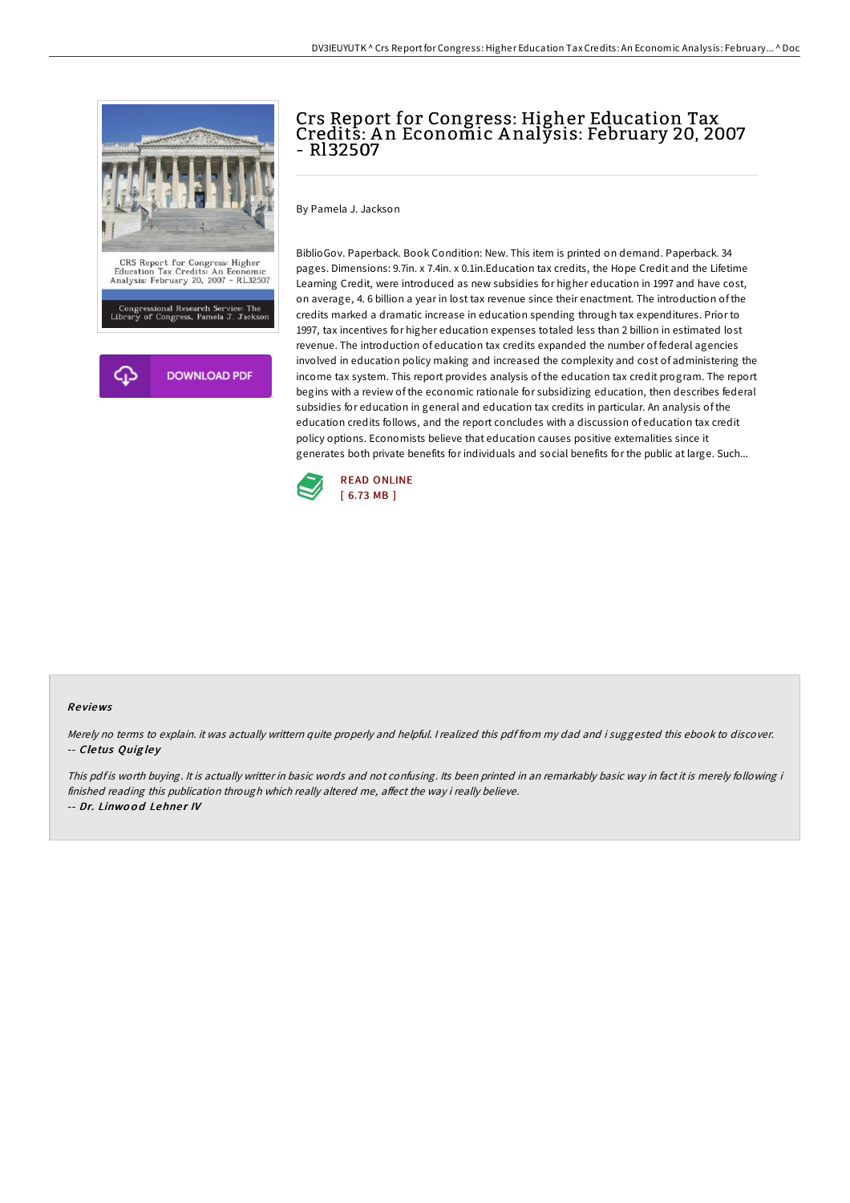# Crs Report for Congress: Higher Education Tax Credits: An Economic Analysis: February 20, 2007 - Rl32507

By Pamela J. Jackson

BiblioGov. Paperback. Book Condition: New. This item is printed on demand. Paperback. 34 pages. Dimensions: 9.7in. x 7.4in. x 0.1in.Education tax credits, the Hope Credit and the Lifetime Learning Credit, were introduced as new subsidies for higher education in 1997 and have cost, on average, 4. 6 billion a year in lost tax revenue since their enactment. The introduction of the credits marked a dramatic increase in education spending through tax expenditures. Prior to 1997, tax incentives for higher education expenses totaled less than 2 billion in estimated lost revenue. The introduction of education tax credits expanded the number of federal agencies involved in education policy making and increased the complexity and cost of administering the income tax system. This report provides analysis of the education tax credit program. The report begins with a review of the economic rationale for subsidizing education, then describes federal subsidies for education in general and education tax credits in particular. An analysis of the education credits follows, and the report concludes with a discussion of education tax credit policy options. Economists believe that education causes positive externalities since it generates both private benefits for individuals and social benefits for the public at large. Such...

READ ONLINE
[ 6.73 MB ]

DOWNLOAD PDF

## Reviews

*Merely no terms to explain. it was actually writtern quite properly and helpful. I realized this pdf from my dad and i suggested this ebook to discover.*
-- *Cletus Quigley*

*This pdf is worth buying. It is actually writter in basic words and not confusing. Its been printed in an remarkably basic way in fact it is merely following i finished reading this publication through which really altered me, affect the way i really believe.*
-- *Dr. Linwood Lehner IV*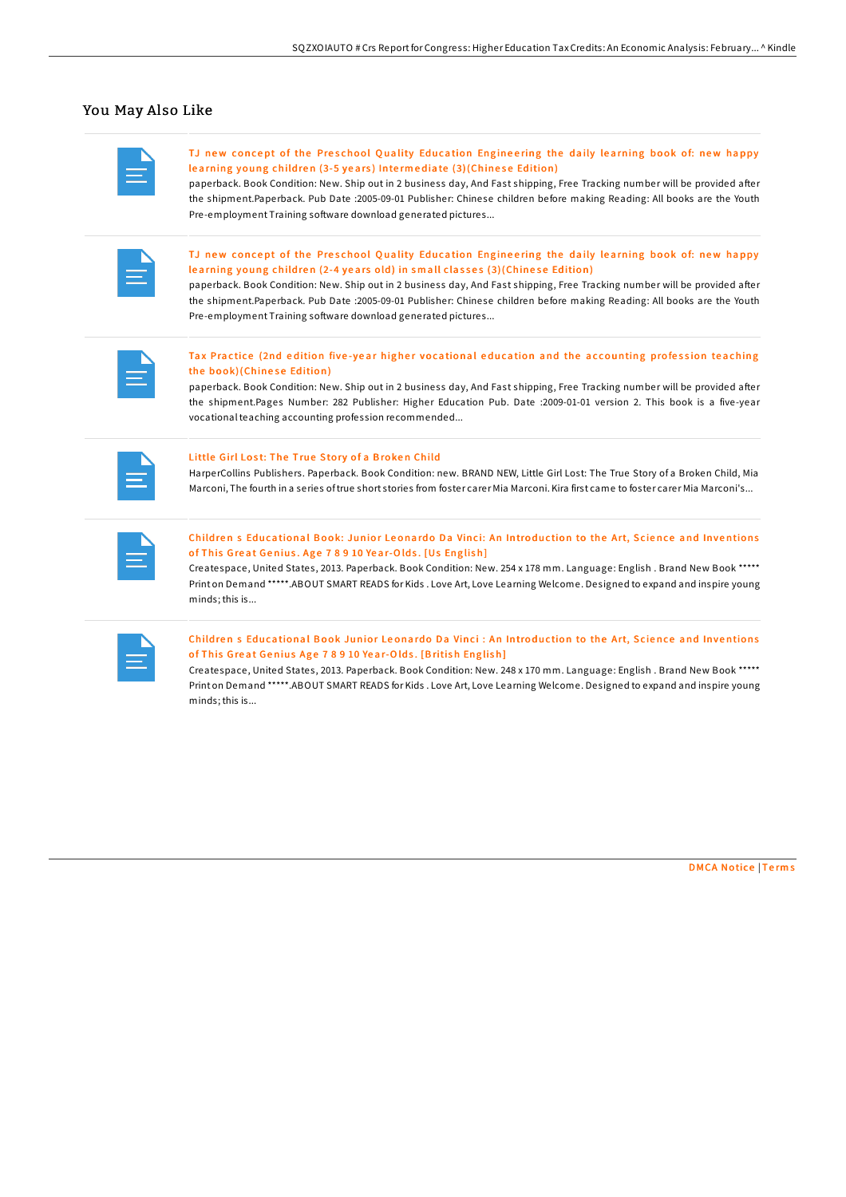## You May Also Like

**TJ new concept of the Preschool Quality Education Engineering the daily learning book of: new happy learning young children (3-5 years) Intermediate (3)(Chinese Edition)**

paperback. Book Condition: New. Ship out in 2 business day, And Fast shipping, Free Tracking number will be provided after the shipment.Paperback. Pub Date :2005-09-01 Publisher: Chinese children before making Reading: All books are the Youth Pre-employment Training software download generated pictures...

**TJ new concept of the Preschool Quality Education Engineering the daily learning book of: new happy learning young children (2-4 years old) in small classes (3)(Chinese Edition)**

paperback. Book Condition: New. Ship out in 2 business day, And Fast shipping, Free Tracking number will be provided after the shipment.Paperback. Pub Date :2005-09-01 Publisher: Chinese children before making Reading: All books are the Youth Pre-employment Training software download generated pictures...

**Tax Practice (2nd edition five-year higher vocational education and the accounting profession teaching the book)(Chinese Edition)**

paperback. Book Condition: New. Ship out in 2 business day, And Fast shipping, Free Tracking number will be provided after the shipment.Pages Number: 282 Publisher: Higher Education Pub. Date :2009-01-01 version 2. This book is a five-year vocational teaching accounting profession recommended...

**Little Girl Lost: The True Story of a Broken Child**

HarperCollins Publishers. Paperback. Book Condition: new. BRAND NEW, Little Girl Lost: The True Story of a Broken Child, Mia Marconi, The fourth in a series of true short stories from foster carer Mia Marconi. Kira first came to foster carer Mia Marconi's...

**Children s Educational Book: Junior Leonardo Da Vinci: An Introduction to the Art, Science and Inventions of This Great Genius. Age 7 8 9 10 Year-Olds. [Us English]**

Createspace, United States, 2013. Paperback. Book Condition: New. 254 x 178 mm. Language: English . Brand New Book ***** Print on Demand *****.ABOUT SMART READS for Kids . Love Art, Love Learning Welcome. Designed to expand and inspire young minds; this is...

**Children s Educational Book Junior Leonardo Da Vinci : An Introduction to the Art, Science and Inventions of This Great Genius Age 7 8 9 10 Year-Olds. [British English]**

Createspace, United States, 2013. Paperback. Book Condition: New. 248 x 170 mm. Language: English . Brand New Book ***** Print on Demand *****.ABOUT SMART READS for Kids . Love Art, Love Learning Welcome. Designed to expand and inspire young minds; this is...